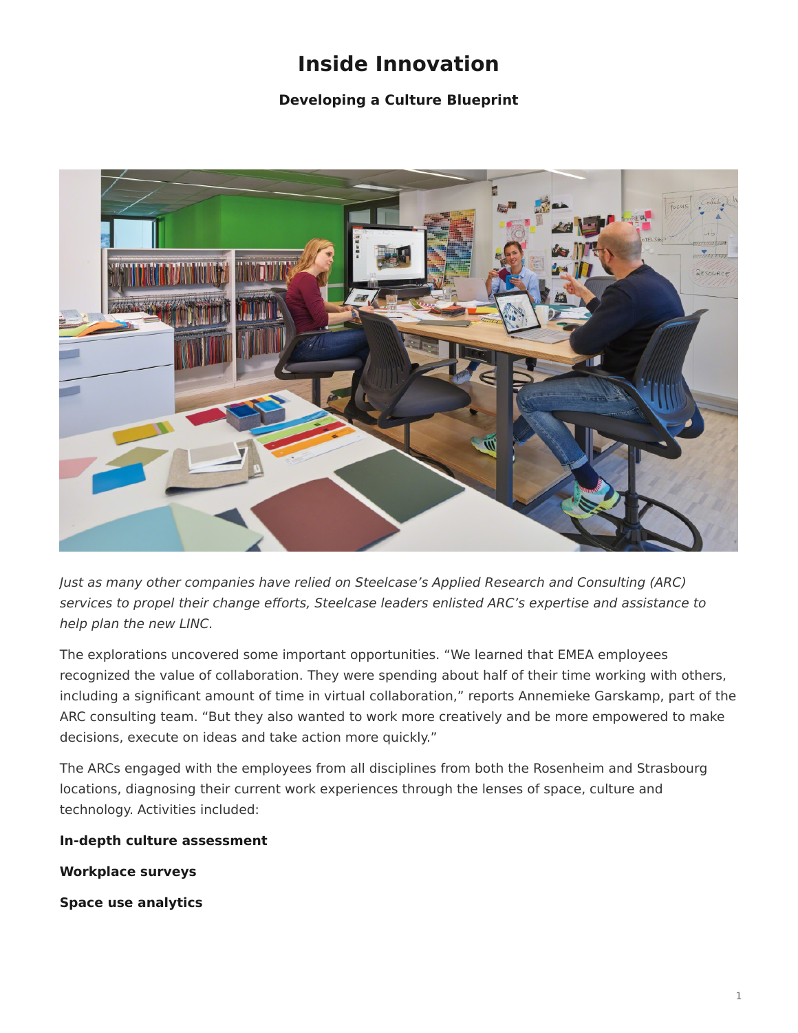# Inside Innovation

**Developing a Culture Blueprint**

*Just as many other companies have relied on Steelcase's Applied Research and Consulting (ARC) services to propel their change efforts, Steelcase leaders enlisted ARC's expertise and assistance to help plan the new LINC.*

The explorations uncovered some important opportunities. "We learned that EMEA employees recognized the value of collaboration. They were spending about half of their time working with others, including a significant amount of time in virtual collaboration," reports Annemieke Garskamp, part of the ARC consulting team. "But they also wanted to work more creatively and be more empowered to make decisions, execute on ideas and take action more quickly."

The ARCs engaged with the employees from all disciplines from both the Rosenheim and Strasbourg locations, diagnosing their current work experiences through the lenses of space, culture and technology. Activities included:

**In-depth culture assessment**

**Workplace surveys**

**Space use analytics**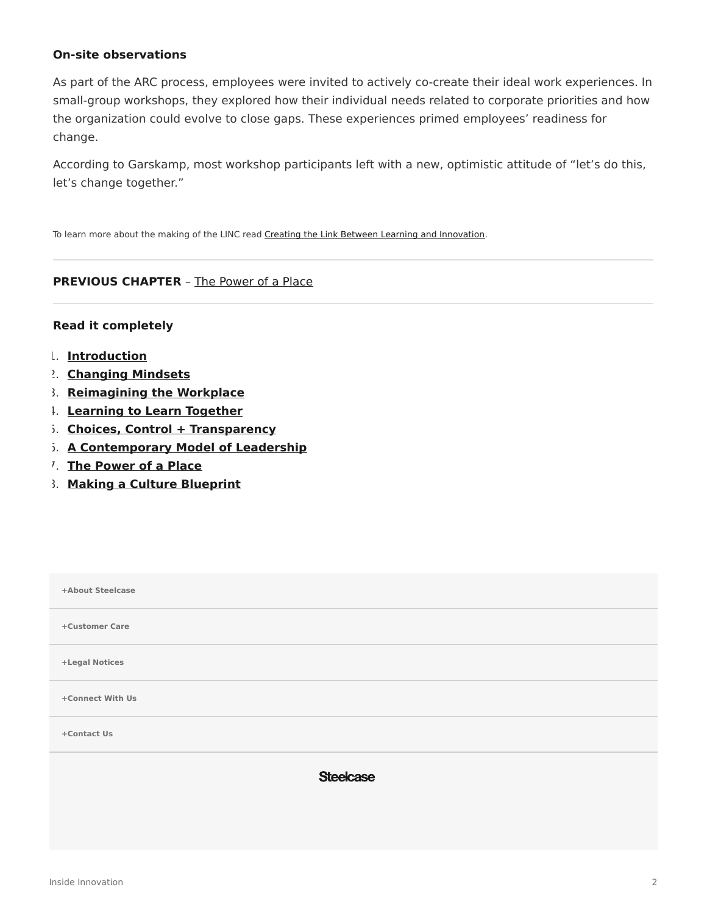**On-site observations**

As part of the ARC process, employees were invited to actively co-create their ideal work experiences. In small-group workshops, they explored how their individual needs related to corporate priorities and how the organization could evolve to close gaps. These experiences primed employees' readiness for change.

According to Garskamp, most workshop participants left with a new, optimistic attitude of "let's do this, let's change together."

To learn more about the making of the LINC read Creating the Link Between Learning and Innovation.

---

**PREVIOUS CHAPTER** – The Power of a Place

---

**Read it completely**

1. **Introduction**
2. **Changing Mindsets**
3. **Reimagining the Workplace**
4. **Learning to Learn Together**
5. **Choices, Control + Transparency**
6. **A Contemporary Model of Leadership**
7. **The Power of a Place**
8. **Making a Culture Blueprint**

+About Steelcase

+Customer Care

+Legal Notices

+Connect With Us

+Contact Us

Steelcase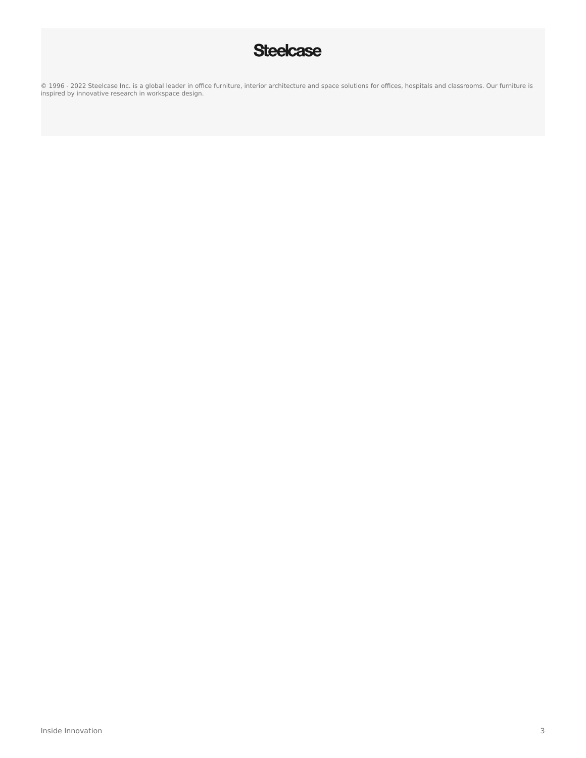Steelcase

© 1996 - 2022 Steelcase Inc. is a global leader in office furniture, interior architecture and space solutions for offices, hospitals and classrooms. Our furniture is inspired by innovative research in workspace design.